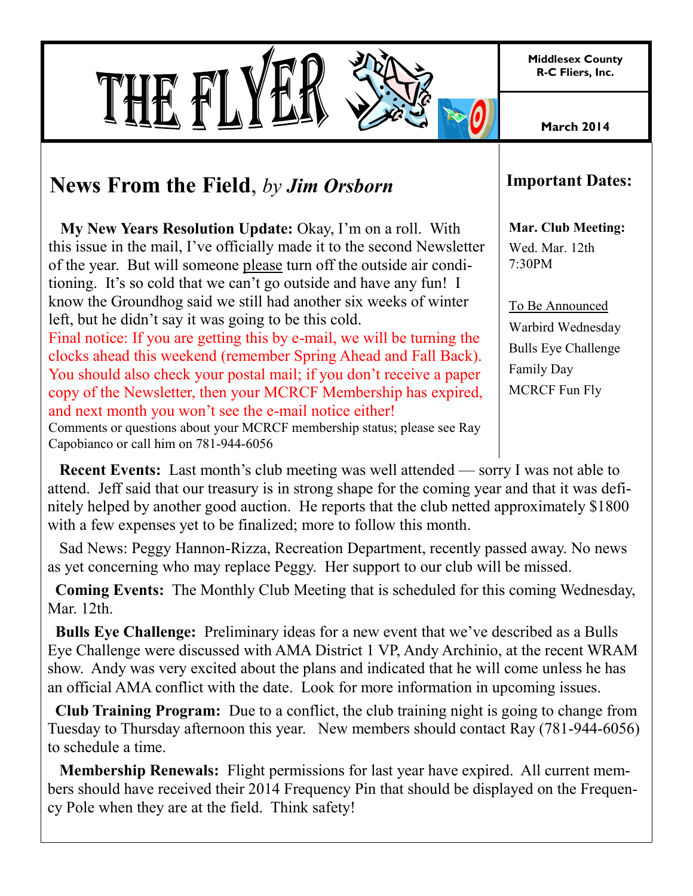# THE FLYER

**Middlesex County R-C Fliers, Inc.**

**March 2014**

## News From the Field, *by Jim Orsborn*

**My New Years Resolution Update:** Okay, I'm on a roll. With this issue in the mail, I've officially made it to the second Newsletter of the year. But will someone please turn off the outside air conditioning. It's so cold that we can't go outside and have any fun! I know the Groundhog said we still had another six weeks of winter left, but he didn't say it was going to be this cold.

Final notice: If you are getting this by e-mail, we will be turning the clocks ahead this weekend (remember Spring Ahead and Fall Back). You should also check your postal mail; if you don't receive a paper copy of the Newsletter, then your MCRCF Membership has expired, and next month you won't see the e-mail notice either!

Comments or questions about your MCRCF membership status; please see Ray Capobianco or call him on 781-944-6056

### Important Dates:

**Mar. Club Meeting:**
Wed. Mar. 12th
7:30PM

To Be Announced
Warbird Wednesday
Bulls Eye Challenge
Family Day
MCRCF Fun Fly

**Recent Events:** Last month's club meeting was well attended — sorry I was not able to attend. Jeff said that our treasury is in strong shape for the coming year and that it was definitely helped by another good auction. He reports that the club netted approximately $1800 with a few expenses yet to be finalized; more to follow this month.

Sad News: Peggy Hannon-Rizza, Recreation Department, recently passed away. No news as yet concerning who may replace Peggy. Her support to our club will be missed.

**Coming Events:** The Monthly Club Meeting that is scheduled for this coming Wednesday, Mar. 12th.

**Bulls Eye Challenge:** Preliminary ideas for a new event that we've described as a Bulls Eye Challenge were discussed with AMA District 1 VP, Andy Archinio, at the recent WRAM show. Andy was very excited about the plans and indicated that he will come unless he has an official AMA conflict with the date. Look for more information in upcoming issues.

**Club Training Program:** Due to a conflict, the club training night is going to change from Tuesday to Thursday afternoon this year. New members should contact Ray (781-944-6056) to schedule a time.

**Membership Renewals:** Flight permissions for last year have expired. All current members should have received their 2014 Frequency Pin that should be displayed on the Frequency Pole when they are at the field. Think safety!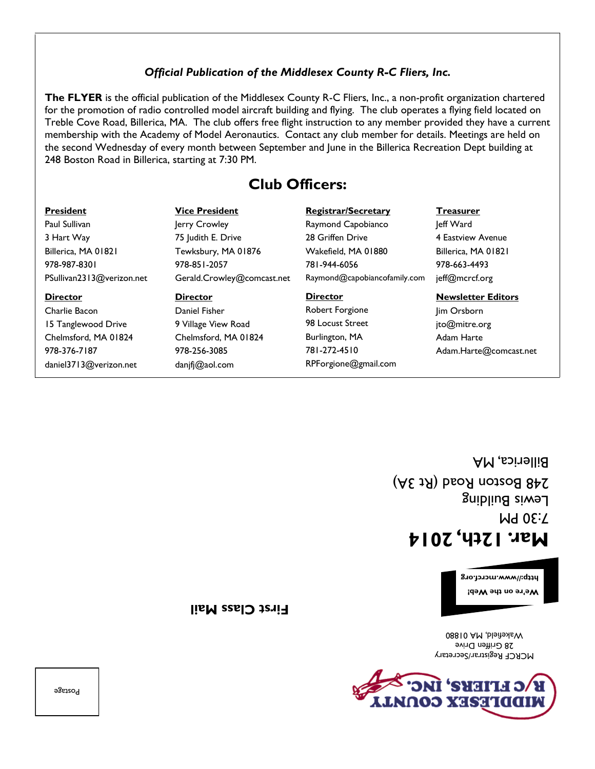*Official Publication of the Middlesex County R-C Fliers, Inc.*

**The FLYER** is the official publication of the Middlesex County R-C Fliers, Inc., a non-profit organization chartered for the promotion of radio controlled model aircraft building and flying. The club operates a flying field located on Treble Cove Road, Billerica, MA. The club offers free flight instruction to any member provided they have a current membership with the Academy of Model Aeronautics. Contact any club member for details. Meetings are held on the second Wednesday of every month between September and June in the Billerica Recreation Dept building at 248 Boston Road in Billerica, starting at 7:30 PM.

## Club Officers:

**President**
Paul Sullivan
3 Hart Way
Billerica, MA 01821
978-987-8301
PSullivan2313@verizon.net

**Vice President**
Jerry Crowley
75 Judith E. Drive
Tewksbury, MA 01876
978-851-2057
Gerald.Crowley@comcast.net

**Registrar/Secretary**
Raymond Capobianco
28 Griffen Drive
Wakefield, MA 01880
781-944-6056
Raymond@capobiancofamily.com

**Treasurer**
Jeff Ward
4 Eastview Avenue
Billerica, MA 01821
978-663-4493
jeff@mcrcf.org

**Director**
Charlie Bacon
15 Tanglewood Drive
Chelmsford, MA 01824
978-376-7187
daniel3713@verizon.net

**Director**
Daniel Fisher
9 Village View Road
Chelmsford, MA 01824
978-256-3085
danjfj@aol.com

**Director**
Robert Forgione
98 Locust Street
Burlington, MA
781-272-4510
RPForgione@gmail.com

**Newsletter Editors**
Jim Orsborn
jto@mitre.org
Adam Harte
Adam.Harte@comcast.net

**Mar. 12th, 2014**
7:30 PM
Lewis Building
248 Boston Road (Rt 3A)
Billerica, MA

**We're on the Web!**
**http://www.mcrcf.org**

MIDDLESEX COUNTY R/C FLIERS, INC.

MCRCF Registrar/Secretary
28 Griffen Drive
Wakefield, MA 01880

**First Class Mail**

Postage